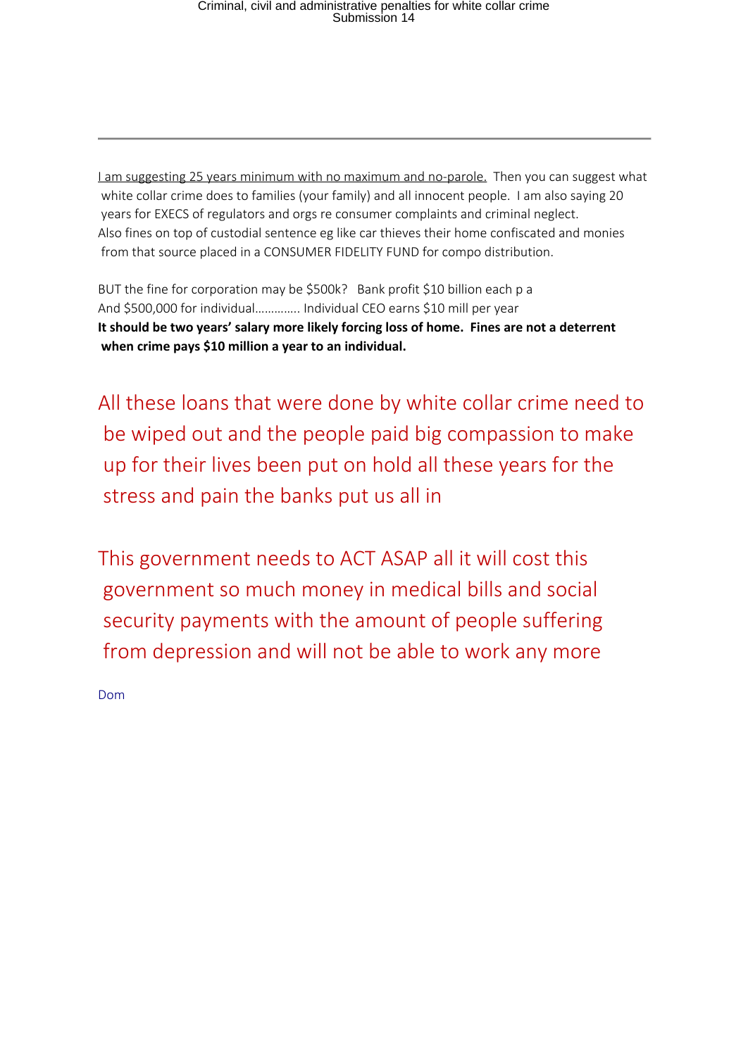<u>I am suggesting 25 years minimum with no maximum and no-parole.</u> Then you can suggest what white collar crime does to families (your family) and all innocent people. I am also saying 20 years for EXECS of regulators and orgs re consumer complaints and criminal neglect.
Also fines on top of custodial sentence eg like car thieves their home confiscated and monies from that source placed in a CONSUMER FIDELITY FUND for compo distribution.

BUT the fine for corporation may be $500k? Bank profit $10 billion each p a
And $500,000 for individual…………. Individual CEO earns $10 mill per year
**It should be two years' salary more likely forcing loss of home. Fines are not a deterrent when crime pays $10 million a year to an individual.**

All these loans that were done by white collar crime need to be wiped out and the people paid big compassion to make up for their lives been put on hold all these years for the stress and pain the banks put us all in

This government needs to ACT ASAP all it will cost this government so much money in medical bills and social security payments with the amount of people suffering from depression and will not be able to work any more

Dom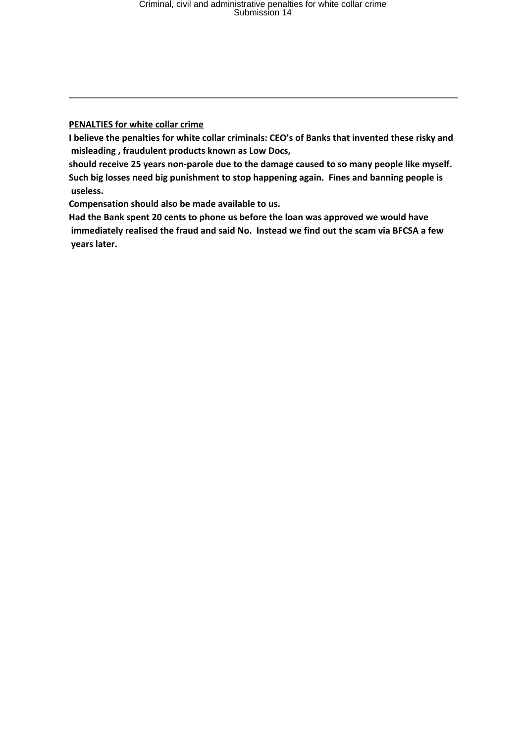**PENALTIES for white collar crime**

**I believe the penalties for white collar criminals: CEO's of Banks that invented these risky and misleading , fraudulent products known as Low Docs,**

**should receive 25 years non-parole due to the damage caused to so many people like myself.**

**Such big losses need big punishment to stop happening again. Fines and banning people is useless.**

**Compensation should also be made available to us.**

**Had the Bank spent 20 cents to phone us before the loan was approved we would have immediately realised the fraud and said No. Instead we find out the scam via BFCSA a few years later.**